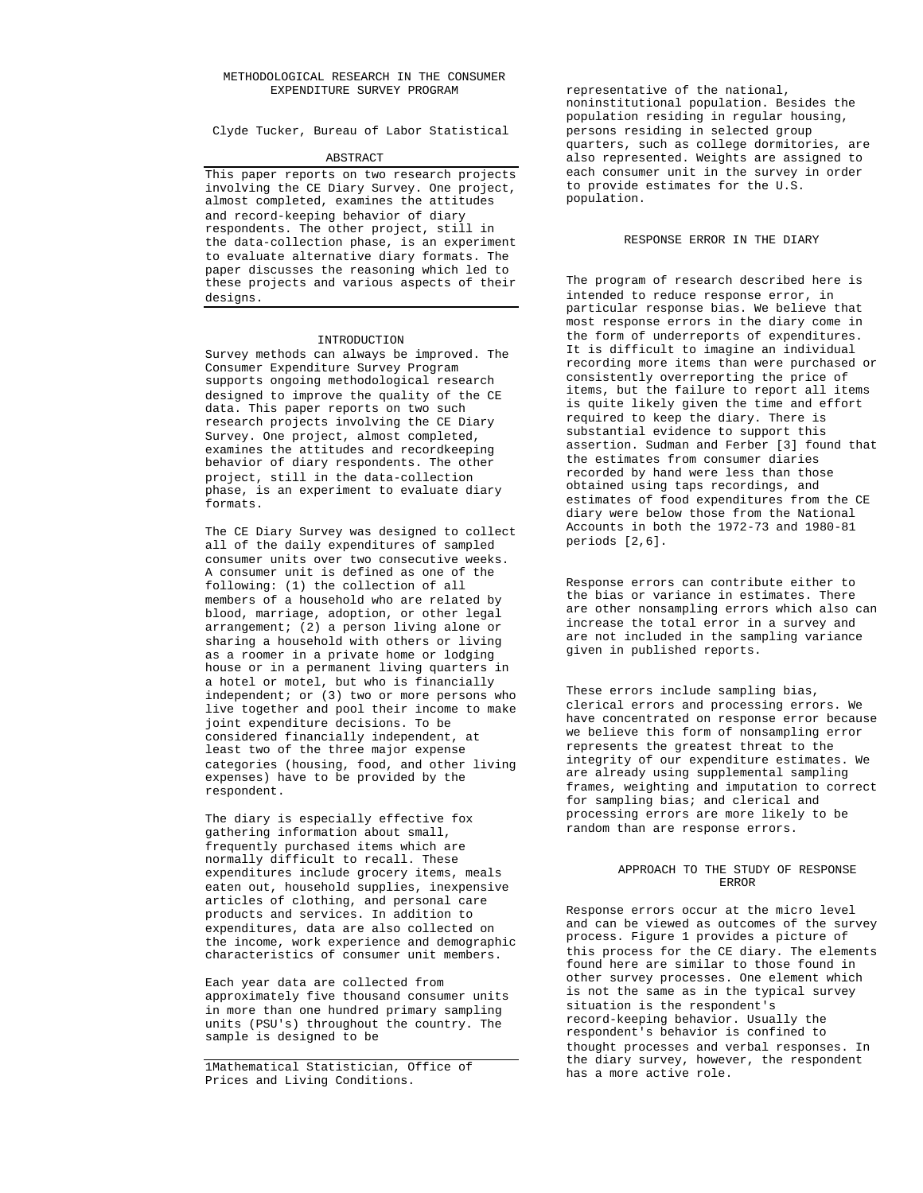# METHODOLOGICAL RESEARCH IN THE CONSUMER EXPENDITURE SURVEY PROGRAM

Clyde Tucker, Bureau of Labor Statistical

## ABSTRACT

This paper reports on two research projects involving the CE Diary Survey. One project, almost completed, examines the attitudes and record-keeping behavior of diary respondents. The other project, still in the data-collection phase, is an experiment to evaluate alternative diary formats. The paper discusses the reasoning which led to these projects and various aspects of their designs.

## INTRODUCTION

Survey methods can always be improved. The Consumer Expenditure Survey Program supports ongoing methodological research designed to improve the quality of the CE data. This paper reports on two such research projects involving the CE Diary Survey. One project, almost completed, examines the attitudes and recordkeeping behavior of diary respondents. The other project, still in the data-collection phase, is an experiment to evaluate diary formats.

The CE Diary Survey was designed to collect all of the daily expenditures of sampled consumer units over two consecutive weeks. A consumer unit is defined as one of the following: (1) the collection of all members of a household who are related by blood, marriage, adoption, or other legal arrangement; (2) a person living alone or sharing a household with others or living as a roomer in a private home or lodging house or in a permanent living quarters in a hotel or motel, but who is financially independent; or (3) two or more persons who live together and pool their income to make joint expenditure decisions. To be considered financially independent, at least two of the three major expense categories (housing, food, and other living expenses) have to be provided by the respondent.

The diary is especially effective fox gathering information about small, frequently purchased items which are normally difficult to recall. These expenditures include grocery items, meals eaten out, household supplies, inexpensive articles of clothing, and personal care products and services. In addition to expenditures, data are also collected on the income, work experience and demographic characteristics of consumer unit members.

Each year data are collected from approximately five thousand consumer units in more than one hundred primary sampling units (PSU's) throughout the country. The sample is designed to be representative of the national, noninstitutional population. Besides the population residing in regular housing, persons residing in selected group quarters, such as college dormitories, are also represented. Weights are assigned to each consumer unit in the survey in order to provide estimates for the U.S. population.

1Mathematical Statistician, Office of Prices and Living Conditions.

## RESPONSE ERROR IN THE DIARY

The program of research described here is intended to reduce response error, in particular response bias. We believe that most response errors in the diary come in the form of underreports of expenditures. It is difficult to imagine an individual recording more items than were purchased or consistently overreporting the price of items, but the failure to report all items is quite likely given the time and effort required to keep the diary. There is substantial evidence to support this assertion. Sudman and Ferber [3] found that the estimates from consumer diaries recorded by hand were less than those obtained using taps recordings, and estimates of food expenditures from the CE diary were below those from the National Accounts in both the 1972-73 and 1980-81 periods [2,6].

Response errors can contribute either to the bias or variance in estimates. There are other nonsampling errors which also can increase the total error in a survey and are not included in the sampling variance given in published reports.

These errors include sampling bias, clerical errors and processing errors. We have concentrated on response error because we believe this form of nonsampling error represents the greatest threat to the integrity of our expenditure estimates. We are already using supplemental sampling frames, weighting and imputation to correct for sampling bias; and clerical and processing errors are more likely to be random than are response errors.

## APPROACH TO THE STUDY OF RESPONSE ERROR

Response errors occur at the micro level and can be viewed as outcomes of the survey process. Figure 1 provides a picture of this process for the CE diary. The elements found here are similar to those found in other survey processes. One element which is not the same as in the typical survey situation is the respondent's record-keeping behavior. Usually the respondent's behavior is confined to thought processes and verbal responses. In the diary survey, however, the respondent has a more active role.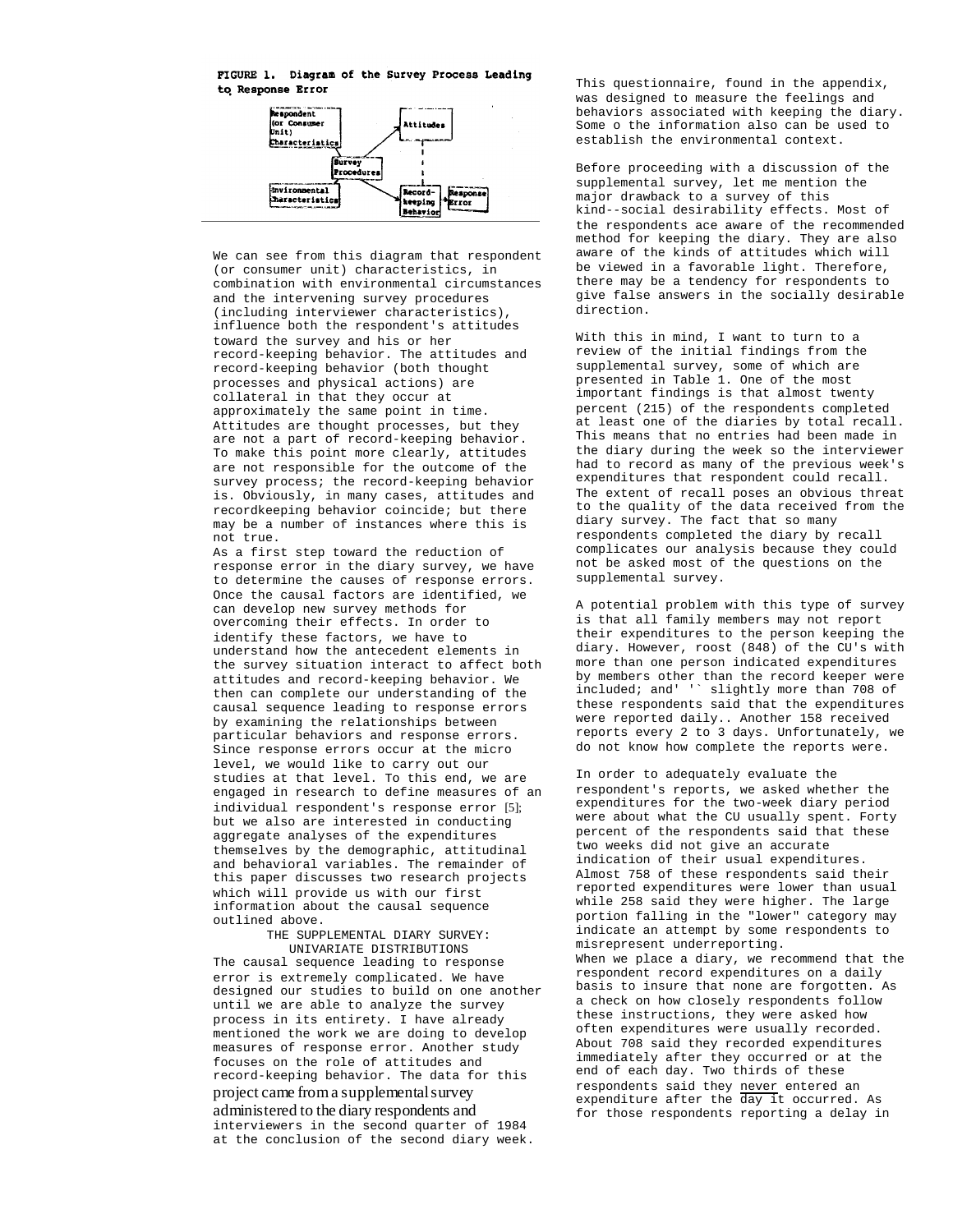FIGURE 1. Diagram of the Survey Process Leading to Response Error

Respondent (or Consumer Unit) Characteristics

Attitudes

Survey Procedures

Environmental Characteristics

Record-keeping Behavior

Response Error

We can see from this diagram that respondent (or consumer unit) characteristics, in combination with environmental circumstances and the intervening survey procedures (including interviewer characteristics), influence both the respondent's attitudes toward the survey and his or her record-keeping behavior. The attitudes and record-keeping behavior (both thought processes and physical actions) are collateral in that they occur at approximately the same point in time. Attitudes are thought processes, but they are not a part of record-keeping behavior. To make this point more clearly, attitudes are not responsible for the outcome of the survey process; the record-keeping behavior is. Obviously, in many cases, attitudes and recordkeeping behavior coincide; but there may be a number of instances where this is not true.

As a first step toward the reduction of response error in the diary survey, we have to determine the causes of response errors. Once the causal factors are identified, we can develop new survey methods for overcoming their effects. In order to identify these factors, we have to understand how the antecedent elements in the survey situation interact to affect both attitudes and record-keeping behavior. We then can complete our understanding of the causal sequence leading to response errors by examining the relationships between particular behaviors and response errors. Since response errors occur at the micro level, we would like to carry out our studies at that level. To this end, we are engaged in research to define measures of an individual respondent's response error [5]; but we also are interested in conducting aggregate analyses of the expenditures themselves by the demographic, attitudinal and behavioral variables. The remainder of this paper discusses two research projects which will provide us with our first information about the causal sequence outlined above.

## THE SUPPLEMENTAL DIARY SURVEY: UNIVARIATE DISTRIBUTIONS

The causal sequence leading to response error is extremely complicated. We have designed our studies to build on one another until we are able to analyze the survey process in its entirety. I have already mentioned the work we are doing to develop measures of response error. Another study focuses on the role of attitudes and record-keeping behavior. The data for this project came from a supplemental survey administered to the diary respondents and interviewers in the second quarter of 1984 at the conclusion of the second diary week.

This questionnaire, found in the appendix, was designed to measure the feelings and behaviors associated with keeping the diary. Some o the information also can be used to establish the environmental context.

Before proceeding with a discussion of the supplemental survey, let me mention the major drawback to a survey of this kind--social desirability effects. Most of the respondents ace aware of the recommended method for keeping the diary. They are also aware of the kinds of attitudes which will be viewed in a favorable light. Therefore, there may be a tendency for respondents to give false answers in the socially desirable direction.

With this in mind, I want to turn to a review of the initial findings from the supplemental survey, some of which are presented in Table 1. One of the most important findings is that almost twenty percent (215) of the respondents completed at least one of the diaries by total recall. This means that no entries had been made in the diary during the week so the interviewer had to record as many of the previous week's expenditures that respondent could recall. The extent of recall poses an obvious threat to the quality of the data received from the diary survey. The fact that so many respondents completed the diary by recall complicates our analysis because they could not be asked most of the questions on the supplemental survey.

A potential problem with this type of survey is that all family members may not report their expenditures to the person keeping the diary. However, roost (848) of the CU's with more than one person indicated expenditures by members other than the record keeper were included; and' '` slightly more than 708 of these respondents said that the expenditures were reported daily.. Another 158 received reports every 2 to 3 days. Unfortunately, we do not know how complete the reports were.

In order to adequately evaluate the respondent's reports, we asked whether the expenditures for the two-week diary period were about what the CU usually spent. Forty percent of the respondents said that these two weeks did not give an accurate indication of their usual expenditures. Almost 758 of these respondents said their reported expenditures were lower than usual while 258 said they were higher. The large portion falling in the "lower" category may indicate an attempt by some respondents to misrepresent underreporting.

When we place a diary, we recommend that the respondent record expenditures on a daily basis to insure that none are forgotten. As a check on how closely respondents follow these instructions, they were asked how often expenditures were usually recorded. About 708 said they recorded expenditures immediately after they occurred or at the end of each day. Two thirds of these respondents said they never entered an expenditure after the day it occurred. As for those respondents reporting a delay in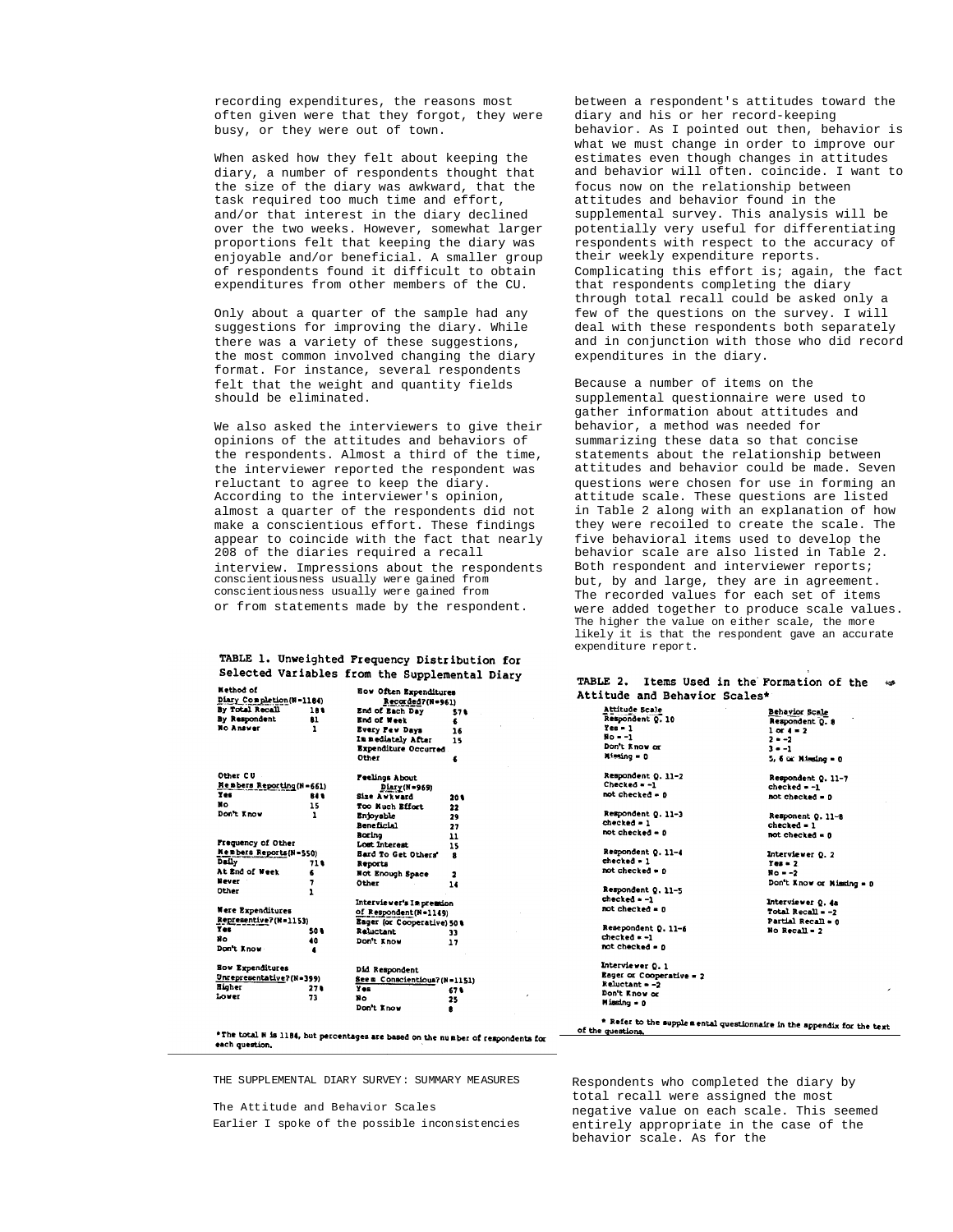recording expenditures, the reasons most often given were that they forgot, they were busy, or they were out of town.

When asked how they felt about keeping the diary, a number of respondents thought that the size of the diary was awkward, that the task required too much time and effort, and/or that interest in the diary declined over the two weeks. However, somewhat larger proportions felt that keeping the diary was enjoyable and/or beneficial. A smaller group of respondents found it difficult to obtain expenditures from other members of the CU.

Only about a quarter of the sample had any suggestions for improving the diary. While there was a variety of these suggestions, the most common involved changing the diary format. For instance, several respondents felt that the weight and quantity fields should be eliminated.

We also asked the interviewers to give their opinions of the attitudes and behaviors of the respondents. Almost a third of the time, the interviewer reported the respondent was reluctant to agree to keep the diary. According to the interviewer's opinion, almost a quarter of the respondents did not make a conscientious effort. These findings appear to coincide with the fact that nearly 208 of the diaries required a recall interview. Impressions about the respondents conscientiousness usually were gained from conscientiousness usually were gained from or from statements made by the respondent.

**TABLE 1. Unweighted Frequency Distribution for Selected Variables from the Supplemental Diary**

| | | | |
|---|---|---|---|
| Method of Diary Completion(N=1184) | | How Often Expenditures Recorded?(N=961) | |
| By Total Recall | 18% | End of Each Day | 57% |
| By Respondent | 81 | End of Week | 6 |
| No Answer | 1 | Every Few Days | 16 |
| | | Immediately After Expenditure Occurred | 15 |
| | | Other | 6 |
| Other CU Members Reporting(N=661) | | Feelings About Diary(N=969) | |
| Yes | 84% | Size Awkward | 20% |
| No | 15 | Too Much Effort | 22 |
| Don't Know | 1 | Enjoyable | 29 |
| | | Beneficial | 27 |
| | | Boring | 11 |
| Frequency of Other Members Reports(N=550) | | Lost Interest | 15 |
| Daily | 71% | Hard To Get Others' Reports | 8 |
| At End of Week | 6 | Not Enough Space | 2 |
| Never | 7 | Other | 14 |
| Other | 1 | | |
| Were Expenditures Representative?(N=1153) | | Interviewer's Impression of Respondent(N=1149) | |
| Yes | 50% | Eager (or Cooperative) | 50% |
| No | 40 | Reluctant | 33 |
| Don't Know | 4 | Don't Know | 17 |
| How Expenditures Unrepresentative?(N=399) | | Did Respondent Seem Conscientious?(N=1151) | |
| Higher | 27% | Yes | 67% |
| Lower | 73 | No | 25 |
| | | Don't Know | 8 |

*The total N is 1184, but percentages are based on the number of respondents for each question.

## THE SUPPLEMENTAL DIARY SURVEY: SUMMARY MEASURES

### The Attitude and Behavior Scales

Earlier I spoke of the possible inconsistencies between a respondent's attitudes toward the diary and his or her record-keeping behavior. As I pointed out then, behavior is what we must change in order to improve our estimates even though changes in attitudes and behavior will often. coincide. I want to focus now on the relationship between attitudes and behavior found in the supplemental survey. This analysis will be potentially very useful for differentiating respondents with respect to the accuracy of their weekly expenditure reports. Complicating this effort is; again, the fact that respondents completing the diary through total recall could be asked only a few of the questions on the survey. I will deal with these respondents both separately and in conjunction with those who did record expenditures in the diary.

Because a number of items on the supplemental questionnaire were used to gather information about attitudes and behavior, a method was needed for summarizing these data so that concise statements about the relationship between attitudes and behavior could be made. Seven questions were chosen for use in forming an attitude scale. These questions are listed in Table 2 along with an explanation of how they were recoiled to create the scale. The five behavioral items used to develop the behavior scale are also listed in Table 2. Both respondent and interviewer reports; but, by and large, they are in agreement. The recorded values for each set of items were added together to produce scale values. The higher the value on either scale, the more likely it is that the respondent gave an accurate expenditure report.

**TABLE 2. Items Used in the Formation of the Attitude and Behavior Scales***

| Attitude Scale | Behavior Scale |
|---|---|
| Respondent Q. 10<br>Yes = 1<br>No = -1<br>Don't Know or Missing = 0 | Respondent Q. 8<br>1 or 4 = 2<br>2 = -2<br>3 = -1<br>5, 6 or Missing = 0 |
| Respondent Q. 11-2<br>Checked = -1<br>not checked = 0 | Respondent Q. 11-7<br>checked = -1<br>not checked = 0 |
| Respondent Q. 11-3<br>checked = 1<br>not checked = 0 | Responent Q. 11-8<br>checked = 1<br>not checked = 0 |
| Respondent Q. 11-4<br>checked = 1<br>not checked = 0 | Interviewer Q. 2<br>Yes = 2<br>No = -2<br>Don't Know or Missing = 0 |
| Respondent Q. 11-5<br>checked = -1<br>not checked = 0 | Interviewer Q. 4a<br>Total Recall = -2<br>Partial Recall = 0<br>No Recall = 2 |
| Resepondent Q. 11-6<br>checked = -1<br>not checked = 0 | |
| Interviewer Q. 1<br>Eager or Cooperative = 2<br>Reluctant = -2<br>Don't Know or Missing = 0 | |

\* Refer to the supplemental questionnaire in the appendix for the text of the questions.

Respondents who completed the diary by total recall were assigned the most negative value on each scale. This seemed entirely appropriate in the case of the behavior scale. As for the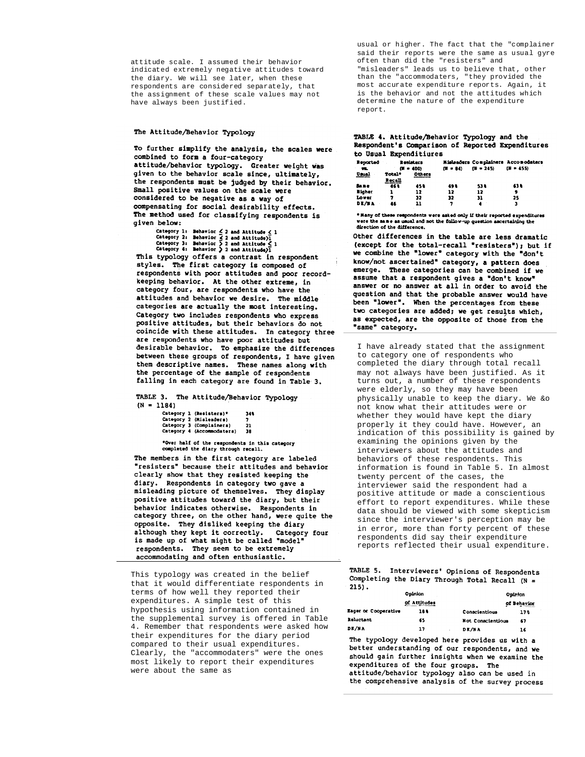attitude scale. I assumed their behavior indicated extremely negative attitudes toward the diary. We will see later, when these respondents are considered separately, that the assignment of these scale values may not have always been justified.

## The Attitude/Behavior Typology

To further simplify the analysis, the scales were combined to form a four-category attitude/behavior typology. Greater weight was given to the behavior scale since, ultimately, the respondents must be judged by their behavior. Small positive values on the scale were considered to be negative as a way of compensating for social desirability effects. The method used for classifying respondents is given below:

- Category 1: Behavior $\leq 2$ and Attitude $\leq 1$
- Category 2: Behavior $\leq 2$ and Attitude $> 1$
- Category 3: Behavior $> 2$ and Attitude $\leq 1$
- Category 4: Behavior $> 2$ and Attitude $> 1$

This typology offers a contrast in respondent styles. The first category is composed of respondents with poor attitudes and poor record-keeping behavior. At the other extreme, in category four, are respondents who have the attitudes and behavior we desire. The middle categories are actually the most interesting. Category two includes respondents who express positive attitudes, but their behaviors do not coincide with these attitudes. In category three are respondents who have poor attitudes but desirable behavior. To emphasize the differences between these groups of respondents, I have given them descriptive names. These names along with the percentage of the sample of respondents falling in each category are found in Table 3.

**TABLE 3. The Attitude/Behavior Typology (N = 1184)**

| | |
|---|---|
| Category 1 (Resisters)* | 34% |
| Category 2 (Misleaders) | 7 |
| Category 3 (Complainers) | 21 |
| Category 4 (Accommodaters) | 38 |

*Over half of the respondents in this category completed the diary through recall.

The members in the first category are labeled "resisters" because their attitudes and behavior clearly show that they resisted keeping the diary. Respondents in category two gave a misleading picture of themselves. They display positive attitudes toward the diary, but their behavior indicates otherwise. Respondents in category three, on the other hand, were quite the opposite. They disliked keeping the diary although they kept it correctly. Category four is made up of what might be called "model" respondents. They seem to be extremely accommodating and often enthusiastic.

This typology was created in the belief that it would differentiate respondents in terms of how well they reported their expenditures. A simple test of this hypothesis using information contained in the supplemental survey is offered in Table 4. Remember that respondents were asked how their expenditures for the diary period compared to their usual expenditures. Clearly, the "accommodaters" were the ones most likely to report their expenditures were about the same as usual or higher. The fact that the "complainer said their reports were the same as usual gyre often than did the "resisters" and "misleaders" leads us to believe that, other than the "accommodaters, "they provided the most accurate expenditure reports. Again, it is the behavior and not the attitudes which determine the nature of the expenditure report.

**TABLE 4. Attitude/Behavior Typology and the Respondent's Comparison of Reported Expenditures to Usual Expenditiures**

| Reported vs. Usual | Resisters (N = 400) Total* Recall | Others | Misleaders (N = 84) | Complainers (N = 245) | Accomodaters (N = 455) |
|---|---|---|---|---|---|
| Same | 46% | 45% | 49% | 53% | 63% |
| Higher | 1 | 12 | 12 | 12 | 9 |
| Lower | 7 | 32 | 32 | 31 | 25 |
| DK/NA | 46 | 11 | 7 | 4 | 3 |

* Many of these respondents were asked only if their reported expenditures were the same as usual and not the follow-up question ascertaining the direction of the difference.

Other differences in the table are less dramatic (except for the total-recall "resisters"); but if we combine the "lower" category with the "don't know/not ascertained" category, a pattern does emerge. These categories can be combined if we assume that a respondent gives a "don't know" answer or no answer at all in order to avoid the question and that the probable answer would have been "lower". When the percentages from these two categories are added; we get results which, as expected, are the opposite of those from the "same" category.

I have already stated that the assignment to category one of respondents who completed the diary through total recall may not always have been justified. As it turns out, a number of these respondents were elderly, so they may have been physically unable to keep the diary. We &o not know what their attitudes were or whether they would have kept the diary properly it they could have. However, an indication of this possibility is gained by examining the opinions given by the interviewers about the attitudes and behaviors of these respondents. This information is found in Table 5. In almost twenty percent of the cases, the interviewer said the respondent had a positive attitude or made a conscientious effort to report expenditures. While these data should be viewed with some skepticism since the interviewer's perception may be in error, more than forty percent of these respondents did say their expenditure reports reflected their usual expenditure.

**TABLE 5. Interviewers' Opinions of Respondents Completing the Diary Through Total Recall (N = 215).**

| | Opinion of Attitudes | | Opinion of Behavior |
|---|---|---|---|
| Eager or Cooperative | 18% | Conscientious | 17% |
| Reluctant | 65 | Not Conscientious | 67 |
| DK/NA | 17 | DK/NA | 16 |

The typology developed here provides us with a better understanding of our respondents, and we should gain further insights when we examine the expenditures of the four groups. The attitude/behavior typology also can be used in the comprehensive analysis of the survey process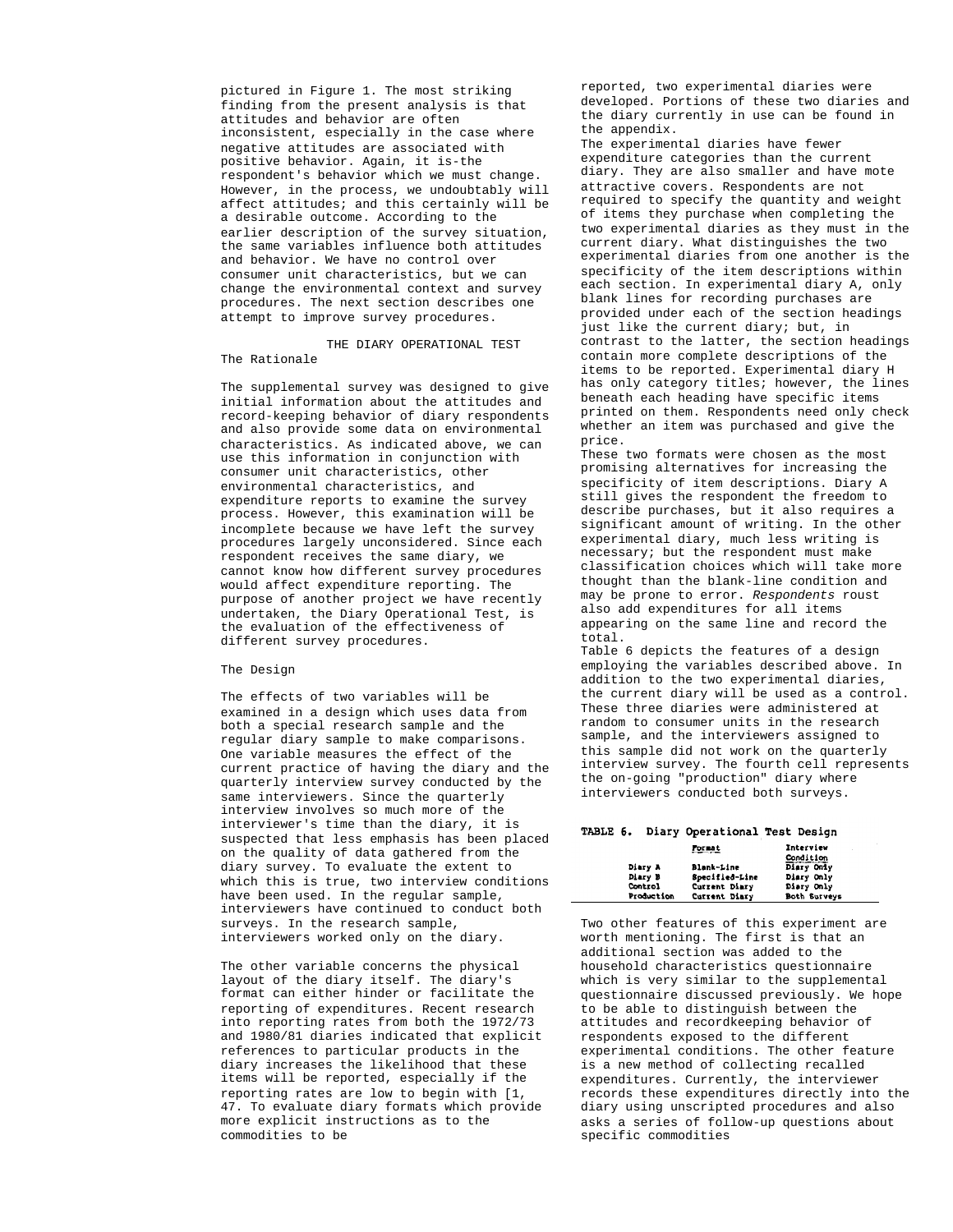pictured in Figure 1. The most striking finding from the present analysis is that attitudes and behavior are often inconsistent, especially in the case where negative attitudes are associated with positive behavior. Again, it is-the respondent's behavior which we must change. However, in the process, we undoubtably will affect attitudes; and this certainly will be a desirable outcome. According to the earlier description of the survey situation, the same variables influence both attitudes and behavior. We have no control over consumer unit characteristics, but we can change the environmental context and survey procedures. The next section describes one attempt to improve survey procedures.

## THE DIARY OPERATIONAL TEST

### The Rationale

The supplemental survey was designed to give initial information about the attitudes and record-keeping behavior of diary respondents and also provide some data on environmental characteristics. As indicated above, we can use this information in conjunction with consumer unit characteristics, other environmental characteristics, and expenditure reports to examine the survey process. However, this examination will be incomplete because we have left the survey procedures largely unconsidered. Since each respondent receives the same diary, we cannot know how different survey procedures would affect expenditure reporting. The purpose of another project we have recently undertaken, the Diary Operational Test, is the evaluation of the effectiveness of different survey procedures.

### The Design

The effects of two variables will be examined in a design which uses data from both a special research sample and the regular diary sample to make comparisons. One variable measures the effect of the current practice of having the diary and the quarterly interview survey conducted by the same interviewers. Since the quarterly interview involves so much more of the interviewer's time than the diary, it is suspected that less emphasis has been placed on the quality of data gathered from the diary survey. To evaluate the extent to which this is true, two interview conditions have been used. In the regular sample, interviewers have continued to conduct both surveys. In the research sample, interviewers worked only on the diary.

The other variable concerns the physical layout of the diary itself. The diary's format can either hinder or facilitate the reporting of expenditures. Recent research into reporting rates from both the 1972/73 and 1980/81 diaries indicated that explicit references to particular products in the diary increases the likelihood that these items will be reported, especially if the reporting rates are low to begin with [1, 47. To evaluate diary formats which provide more explicit instructions as to the commodities to be reported, two experimental diaries were developed. Portions of these two diaries and the diary currently in use can be found in the appendix.

The experimental diaries have fewer expenditure categories than the current diary. They are also smaller and have mote attractive covers. Respondents are not required to specify the quantity and weight of items they purchase when completing the two experimental diaries as they must in the current diary. What distinguishes the two experimental diaries from one another is the specificity of the item descriptions within each section. In experimental diary A, only blank lines for recording purchases are provided under each of the section headings just like the current diary; but, in contrast to the latter, the section headings contain more complete descriptions of the items to be reported. Experimental diary H has only category titles; however, the lines beneath each heading have specific items printed on them. Respondents need only check whether an item was purchased and give the price.

These two formats were chosen as the most promising alternatives for increasing the specificity of item descriptions. Diary A still gives the respondent the freedom to describe purchases, but it also requires a significant amount of writing. In the other experimental diary, much less writing is necessary; but the respondent must make classification choices which will take more thought than the blank-line condition and may be prone to error. *Respondents* roust also add expenditures for all items appearing on the same line and record the total.

Table 6 depicts the features of a design employing the variables described above. In addition to the two experimental diaries, the current diary will be used as a control. These three diaries were administered at random to consumer units in the research sample, and the interviewers assigned to this sample did not work on the quarterly interview survey. The fourth cell represents the on-going "production" diary where interviewers conducted both surveys.

**TABLE 6. Diary Operational Test Design**

| | Format | Interview Condition |
|---|---|---|
| Diary A | Blank-Line | Diary Only |
| Diary B | Specified-Line | Diary Only |
| Control | Current Diary | Diary Only |
| Production | Current Diary | Both Surveys |

Two other features of this experiment are worth mentioning. The first is that an additional section was added to the household characteristics questionnaire which is very similar to the supplemental questionnaire discussed previously. We hope to be able to distinguish between the attitudes and recordkeeping behavior of respondents exposed to the different experimental conditions. The other feature is a new method of collecting recalled expenditures. Currently, the interviewer records these expenditures directly into the diary using unscripted procedures and also asks a series of follow-up questions about specific commodities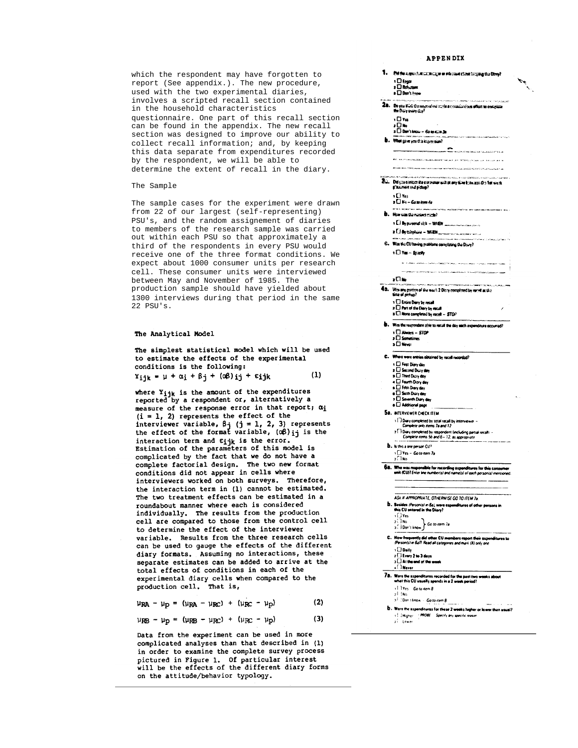which the respondent may have forgotten to report (See appendix.). The new procedure, used with the two experimental diaries, involves a scripted recall section contained in the household characteristics questionnaire. One part of this recall section can be found in the appendix. The new recall section was designed to improve our ability to collect recall information; and, by keeping this data separate from expenditures recorded by the respondent, we will be able to determine the extent of recall in the diary.

The Sample

The sample cases for the experiment were drawn from 22 of our largest (self-representing) PSU's, and the random assignement of diaries to members of the research sample was carried out within each PSU so that approximately a third of the respondents in every PSU would receive one of the three format conditions. We expect about 1000 consumer units per research cell. These consumer units were interviewed between May and November of 1985. The production sample should have yielded about 1300 interviews during that period in the same 22 PSU's.

## The Analytical Model

The simplest statistical model which will be used to estimate the effects of the experimental conditions is the following:

$$Y_{ijk} = \mu + \alpha_i + \beta_j + (\alpha\beta)_{ij} + \epsilon_{ijk} \qquad (1)$$

where $Y_{ijk}$ is the amount of the expenditures reported by a respondent or, alternatively a measure of the response error in that report; $\alpha_i$ ($i = 1, 2$) represents the effect of the interviewer variable, $\beta_j$ ($j = 1, 2, 3$) represents the effect of the format variable, $(\alpha\beta)_{ij}$ is the interaction term and $\epsilon_{ijk}$ is the error. Estimation of the parameters of this model is complicated by the fact that we do not have a complete factorial design. The two new format conditions did not appear in cells where interviewers worked on both surveys. Therefore, the interaction term in (1) cannot be estimated. The two treatment effects can be estimated in a roundabout manner where each is considered individually. The results from the production cell are compared to those from the control cell to determine the effect of the interviewer variable. Results from the three research cells can be used to gauge the effects of the different diary formats. Assuming no interactions, these separate estimates can be added to arrive at the total effects of conditions in each of the experimental diary cells when compared to the production cell. That is,

$$\mu_{RA} - \mu_P = (\mu_{RA} - \mu_{RC}) + (\mu_{RC} - \mu_P) \qquad (2)$$

$$\mu_{RB} - \mu_P = (\mu_{RB} - \mu_{RC}) + (\mu_{RC} - \mu_P) \qquad (3)$$

Data from the experiment can be used in more complicated analyses than that described in (1) in order to examine the complete survey process pictured in Figure 1. Of particular interest will be the effects of the different diary forms on the attitude/behavior typology.

## APPENDIX

**1.** Did the respondent seem eager or reluctant about keeping the Diary?
1 ☐ Eager
2 ☐ Reluctant
3 ☐ Don't know

**2a.** Do you think the respondent made a conscientious effort to complete the Diary every day?
1 ☐ Yes
2 ☐ No
3 ☐ Don't know – Go to item 3a

**b.** What gave you this impression?

**3a.** Did you contact the consumer unit at any time between the 1st week placement and pickup?
1 ☐ Yes
2 ☐ No – Go to item 4a

**b.** How was the contact made?
1 ☐ By personal visit – WHEN
2 ☐ By telephone – WHEN

**c.** Was the CU having problems completing the Diary?
1 ☐ Yes – Specify
2 ☐ No

**4a.** Was any portion of the week 2 Diary completed by recall at the time of pickup?
1 ☐ Entire Diary by recall
2 ☐ Part of the Diary by recall
3 ☐ None completed by recall – STOP

**b.** Was the respondent able to recall the day each expenditure occurred?
1 ☐ Always – STOP
2 ☐ Sometimes
3 ☐ Never

**c.** Where were entries obtained by recall recorded?
1 ☐ First Diary day
2 ☐ Second Diary day
3 ☐ Third Diary day
4 ☐ Fourth Diary day
5 ☐ Fifth Diary day
6 ☐ Sixth Diary day
7 ☐ Seventh Diary day
8 ☐ Additional page

**5a.** INTERVIEWER CHECK ITEM
1 ☐ Diary completed by total recall by interviewer – *Complete only items 7a and 12*
2 ☐ Diary completed by respondent (including partial recall) – *Complete items 5b and 6–12, as appropriate*

**b.** Is this a one person CU?
1 ☐ Yes – Go to item 7a
2 ☐ No

**6a.** Who was responsible for recording expenditures for this consumer unit (CU)? *Enter line number(s) and name(s) of each person(s) mentioned.*

*ASK IF APPROPRIATE, OTHERWISE GO TO ITEM 7a*

**b.** Besides *(Person(s) in 6a)*, were expenditures of other persons in this CU entered in the Diary?
1 ☐ Yes
2 ☐ No } Go to item 7a
3 ☐ Don't know }

**c.** How frequently did other CU members report their expenditures to *(Person(s) in 6a)*? *Read all categories and mark (X) only one*
1 ☐ Daily
2 ☐ Every 2 to 3 days
3 ☐ At the end of the week
4 ☐ Never

**7a.** Were the expenditures recorded for the past two weeks about what this CU usually spends in a 2 week period?
1 ☐ Yes – Go to item 8
2 ☐ No
3 ☐ Don't know – Go to item 8

**b.** Were the expenditures for these 2 weeks higher or lower than usual?
1 ☐ Higher – PROBE – Specify any specific reason
2 ☐ Lower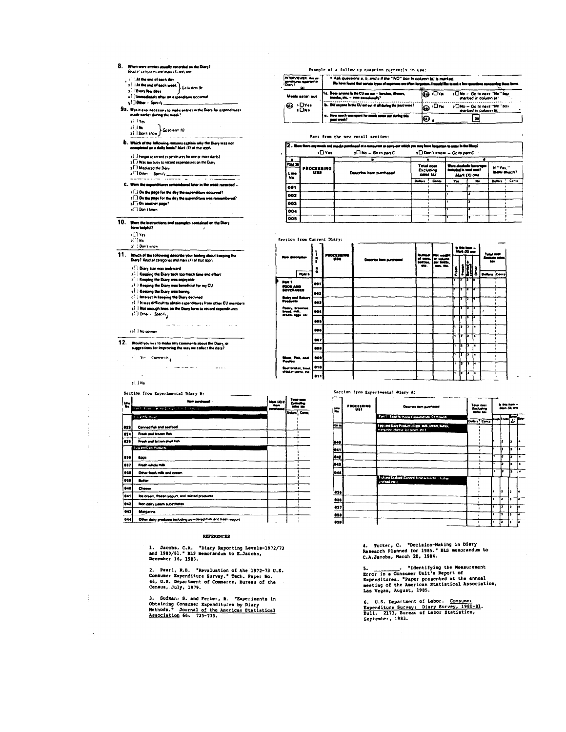**8.** When were entries usually recorded on the Diary?
*Read categories and mark (X) only one*

1 [ ] At the end of each day
2 [ ] At the end of each week } Go to item 9c
3 [ ] Every few days
4 [ ] Immediately after an expenditure occurred
5 [ ] Other - Specify

**9a.** Was it ever necessary to make entries in the Diary for expenditures made earlier during the week?

1 [ ] Yes
2 [ ] No
3 [ ] Don't know } Go to item 10

**b.** Which of the following reasons explain why the Diary was not completed on a daily basis? Mark (X) all that apply

1 [ ] Forgot to record expenditures for one or more day(s)
2 [ ] Was too busy to record expenditures on the Diary
3 [ ] Misplaced the Diary
4 [ ] Other - Specify

**c.** Were the expenditures remembered later in the week recorded –

1 [ ] On the page for the day the expenditure occurred?
2 [ ] On the page for the day the expenditure was remembered?
3 [ ] On another page?
4 [ ] Don't know

**10.** Were the instructions and examples contained on the Diary form helpful?

1 [ ] Yes
2 [ ] No
3 [ ] Don't know

**11.** Which of the following describe your feeling about keeping the Diary? Read all categories and mark (X) all that apply

1 [ ] Diary size was awkward
2 [ ] Keeping the Diary took too much time and effort
3 [ ] Keeping the Diary was enjoyable
4 [ ] Keeping the Diary was beneficial for my CU
5 [ ] Keeping the Diary was boring
6 [ ] Interest in keeping the Diary declined
7 [ ] It was difficult to obtain expenditures from other CU members
8 [ ] Not enough lines on the Diary form to record expenditures
9 [ ] Other - Specify

10 [ ] No opinion

**12.** Would you like to make any comments about the Diary, or suggestions for improving the way we collect the data?

1 [ ] Yes - Comments

2 [ ] No

Example of a follow up question currently in use:

| INTERVIEWER: Are expenditures reported in Diary? (a) | * Ask questions a, b, and c if the "NO" box in column (a) is marked. We have found that certain types of expenses are often forgotten. I would like to ask a few questions concerning these items. (b) | | |
|---|---|---|---|
| Meals eaten out | 1a. Does anyone in the CU eat out – lunches, dinners, snacks, etc. – even occasionally? | 1 [ ] Yes | 2 [ ] No – Go to next "No" box marked in column (a) |
| 1 [ ] Yes 2 [ ] No | b. Did anyone in the CU eat out at all during the past week? | 1 [ ] Yes | 2 [ ] No – Go to next "No" box marked in column (a) |
| | c. How much was spent for meals eaten out during this past week? | $ .00 | |

Part from the new recall section:

**2.** Were there any meals and snacks purchased at a restaurant or carry-out which you may have forgotten to enter in the Diary?
1 [ ] Yes 2 [ ] No – Go to part C 3 [ ] Don't know – Go to part C

| a | | b | c | | d | | | |
|---|---|---|---|---|---|---|---|---|
| PGM 38 Line No. | PROCESSING USE | Describe item purchased | Total cost Excluding sales tax | | Were alcoholic beverages included in total cost? Mark (X) one | | If "Yes," how much? | |
| | | | Dollars | Cents | Yes | No | Dollars | Cents |
| 001 | | | | | 1 | 2 | | |
| 002 | | | | | 1 | 2 | | |
| 003 | | | | | 1 | 2 | | |
| 004 | | | | | 1 | 2 | | |
| 005 | | | | | 1 | 2 | | |

Section from Current Diary:

| Item description | LINE NO. (PGM 8) | PROCESSING USE | Describe item purchased | Number of cans, bottles, etc. | Net weight or volume per bottle, can, etc. | Is this item – Mark (X) one: Fresh | Frozen | Bottled or Canned | Other | Total cost Exclude sales tax: Dollars | Cents |
|---|---|---|---|---|---|---|---|---|---|---|---|
| Part 1 FOOD AND BEVERAGES | 001 | | | | | 1 | 2 | 3 | 4 | | |
| Dairy and Bakery Products | 002 | | | | | 1 | 2 | 3 | 4 | | |
| | 003 | | | | | 1 | 2 | 3 | 4 | | |
| Pastry, brownies, bread, milk, cream, eggs, etc. | 004 | | | | | 1 | 2 | 3 | 4 | | |
| | 005 | | | | | 1 | 2 | 3 | 4 | | |
| | 006 | | | | | 1 | 2 | 3 | 4 | | |
| | 007 | | | | | 1 | 2 | 3 | 4 | | |
| | 008 | | | | | 1 | 2 | 3 | 4 | | |
| Meat, Fish, and Poultry | 009 | | | | | 1 | 2 | 3 | 4 | | |
| Beef brisket, trout, chicken parts, etc. | 010 | | | | | 1 | 2 | 3 | 4 | | |
| | 011 | | | | | 1 | 2 | 3 | 4 | | |

Section from Experimental Diary B:

| Line No. | Item purchased | Mark (X) if item purchased | Total cost Excluding sales tax: Dollars | Cents |
|---|---|---|---|---|
| | Part 1 - Food for Home Consumption (Continued) | | | |
| | Fish and Seafood | | | |
| 033 | Canned fish and seafood | | | |
| 034 | Fresh and frozen fish | | | |
| 035 | Fresh and frozen shell fish | | | |
| | Eggs and Dairy Products | | | |
| 036 | Eggs | | | |
| 037 | Fresh whole milk | | | |
| 038 | Other fresh milk and cream | | | |
| 039 | Butter | | | |
| 040 | Cheese | | | |
| 041 | Ice cream, frozen yogurt, and related products | | | |
| 042 | Non dairy cream substitutes | | | |
| 043 | Margarine | | | |
| 044 | Other dairy products including powdered milk and fresh yogurt | | | |

Section from Experimental Diary A:

| Line No. | PROCESSING USE | Describe item purchased | Total cost Excluding sales tax: Dollars | Cents | Is this item – Mark (X) one: Fresh | Frozen | Bottled or Canned | Other |
|---|---|---|---|---|---|---|---|---|
| | | Part 1 - Food for Home Consumption (Continued) | | | | | | |
| | | Eggs and Dairy Products (Eggs, milk, cream, butter, margarine, cheese, ice cream, etc.) | | | | | | |
| 040 | | | | | 1 | 2 | 3 | 4 |
| 041 | | | | | 1 | 2 | 3 | 4 |
| 042 | | | | | 1 | 2 | 3 | 4 |
| 043 | | | | | 1 | 2 | 3 | 4 |
| 044 | | | | | 1 | 2 | 3 | 4 |
| | | Fish and Seafood (Canned, fresh or frozen fish or seafood, etc.) | | | | | | |
| 035 | | | | | 1 | 2 | 3 | 4 |
| 036 | | | | | 1 | 2 | 3 | 4 |
| 037 | | | | | 1 | 2 | 3 | 4 |
| 038 | | | | | 1 | 2 | 3 | 4 |
| 039 | | | | | 1 | 2 | 3 | 4 |

## REFERENCES

1. Jacobs, C.A. "Diary Reporting Levels-1972/73 and 1980/81." BLS memorandum to E.Jacobs, December 16, 1983.

2. Pearl, R.B. "Revaluation of the 1972-73 U.S. Consumer Expenditure Survey." Tech. Paper No. 46, U.S. Department of Commerce, Bureau of the Census, July, 1979.

3. Sudman, S. and Ferber, R. "Experiments in Obtaining Consumer Expenditures by Diary Methods." Journal of the American Statistical Association 66: 725-735.

4. Tucker, C. "Decision-Making in Diary Research Planned for 1985." BLS memorandum to C.A.Jacobs, March 20, 1984.

5. ________. "Identifying the Measurement Error in a Consumer Unit's Report of Expenditures. "Paper presented at the annual meeting of the American Statistical Association, Las Vegas, August, 1985.

6. U.S. Department of Labor. Consumer Expenditure Survey: Diary Survey, 1980-81. Bull. 2173, Bureau of Labor Statistics, September, 1983.